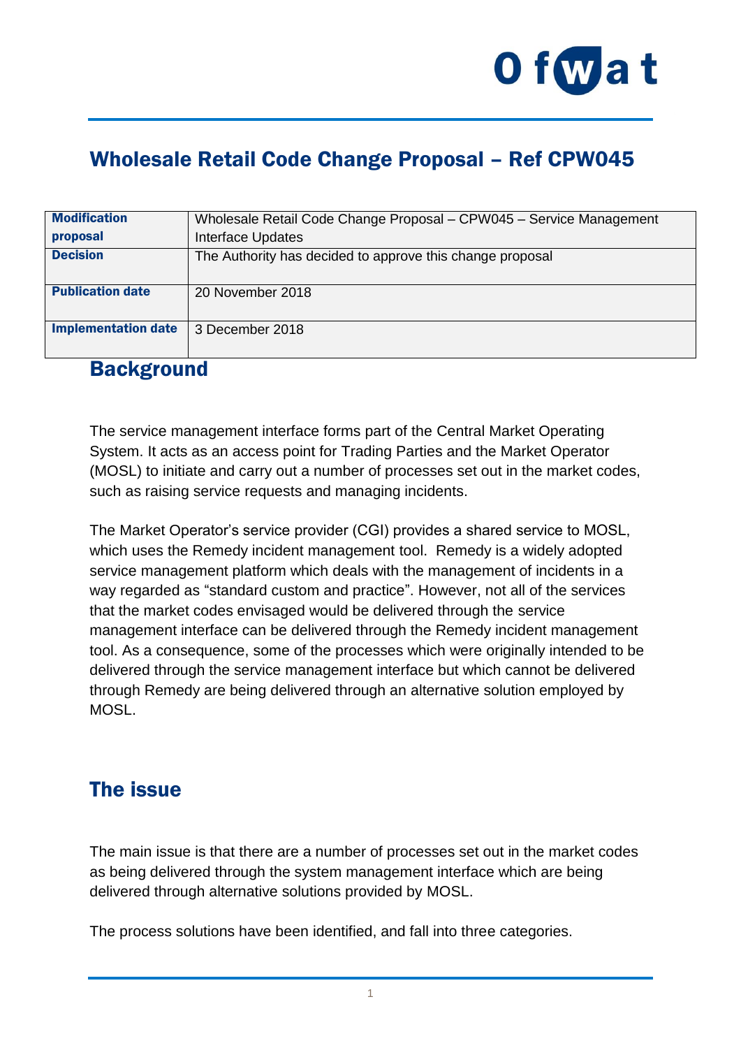# Wholesale Retail Code Change Proposal – Ref CPW045

| | |
|---|---|
| **Modification proposal** | Wholesale Retail Code Change Proposal – CPW045 – Service Management Interface Updates |
| **Decision** | The Authority has decided to approve this change proposal |
| **Publication date** | 20 November 2018 |
| **Implementation date** | 3 December 2018 |

## Background

The service management interface forms part of the Central Market Operating System. It acts as an access point for Trading Parties and the Market Operator (MOSL) to initiate and carry out a number of processes set out in the market codes, such as raising service requests and managing incidents.

The Market Operator's service provider (CGI) provides a shared service to MOSL, which uses the Remedy incident management tool. Remedy is a widely adopted service management platform which deals with the management of incidents in a way regarded as "standard custom and practice". However, not all of the services that the market codes envisaged would be delivered through the service management interface can be delivered through the Remedy incident management tool. As a consequence, some of the processes which were originally intended to be delivered through the service management interface but which cannot be delivered through Remedy are being delivered through an alternative solution employed by MOSL.

## The issue

The main issue is that there are a number of processes set out in the market codes as being delivered through the system management interface which are being delivered through alternative solutions provided by MOSL.

The process solutions have been identified, and fall into three categories.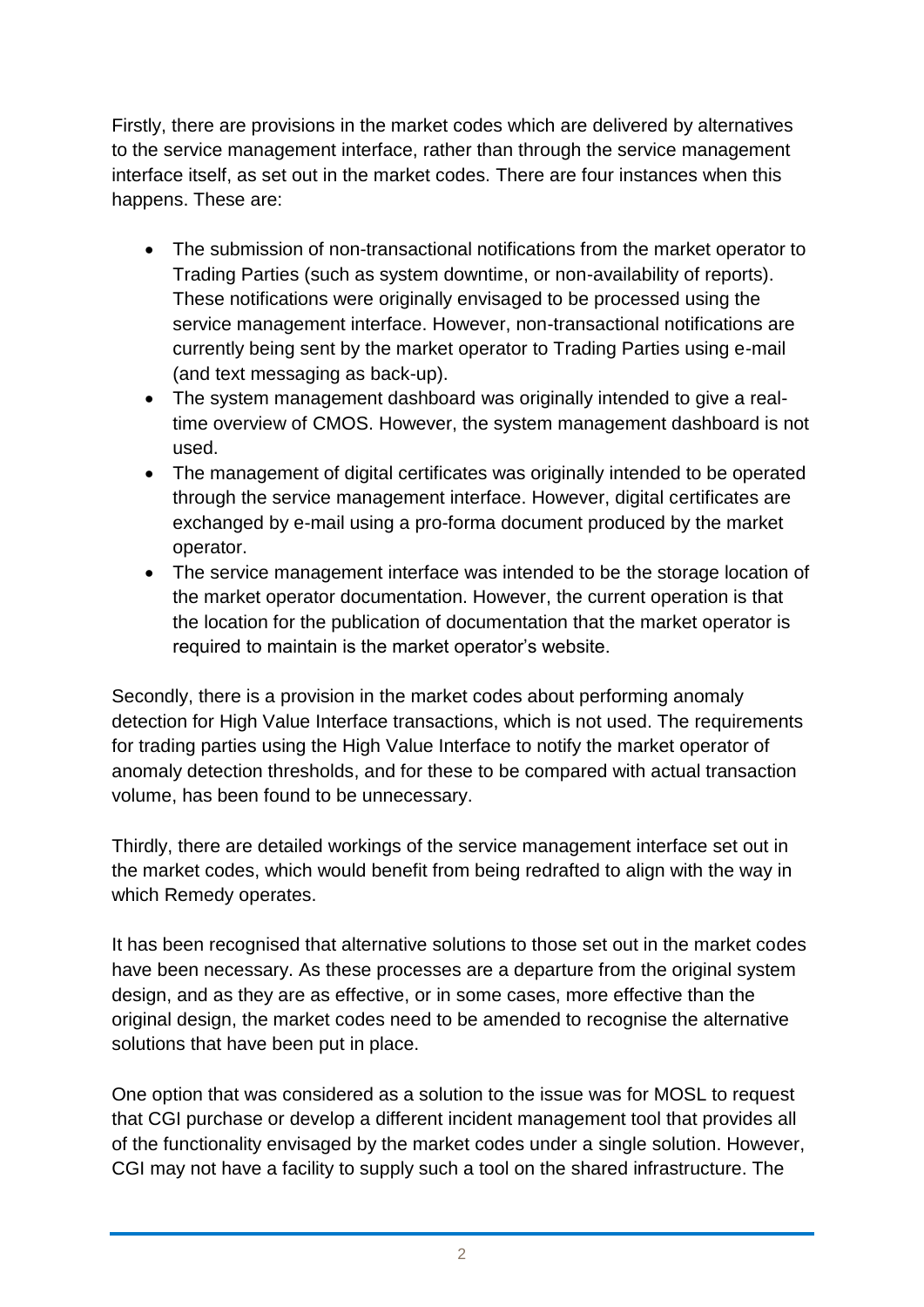Firstly, there are provisions in the market codes which are delivered by alternatives to the service management interface, rather than through the service management interface itself, as set out in the market codes. There are four instances when this happens. These are:

- The submission of non-transactional notifications from the market operator to Trading Parties (such as system downtime, or non-availability of reports). These notifications were originally envisaged to be processed using the service management interface. However, non-transactional notifications are currently being sent by the market operator to Trading Parties using e-mail (and text messaging as back-up).
- The system management dashboard was originally intended to give a real-time overview of CMOS. However, the system management dashboard is not used.
- The management of digital certificates was originally intended to be operated through the service management interface. However, digital certificates are exchanged by e-mail using a pro-forma document produced by the market operator.
- The service management interface was intended to be the storage location of the market operator documentation. However, the current operation is that the location for the publication of documentation that the market operator is required to maintain is the market operator's website.

Secondly, there is a provision in the market codes about performing anomaly detection for High Value Interface transactions, which is not used. The requirements for trading parties using the High Value Interface to notify the market operator of anomaly detection thresholds, and for these to be compared with actual transaction volume, has been found to be unnecessary.

Thirdly, there are detailed workings of the service management interface set out in the market codes, which would benefit from being redrafted to align with the way in which Remedy operates.

It has been recognised that alternative solutions to those set out in the market codes have been necessary. As these processes are a departure from the original system design, and as they are as effective, or in some cases, more effective than the original design, the market codes need to be amended to recognise the alternative solutions that have been put in place.

One option that was considered as a solution to the issue was for MOSL to request that CGI purchase or develop a different incident management tool that provides all of the functionality envisaged by the market codes under a single solution. However, CGI may not have a facility to supply such a tool on the shared infrastructure. The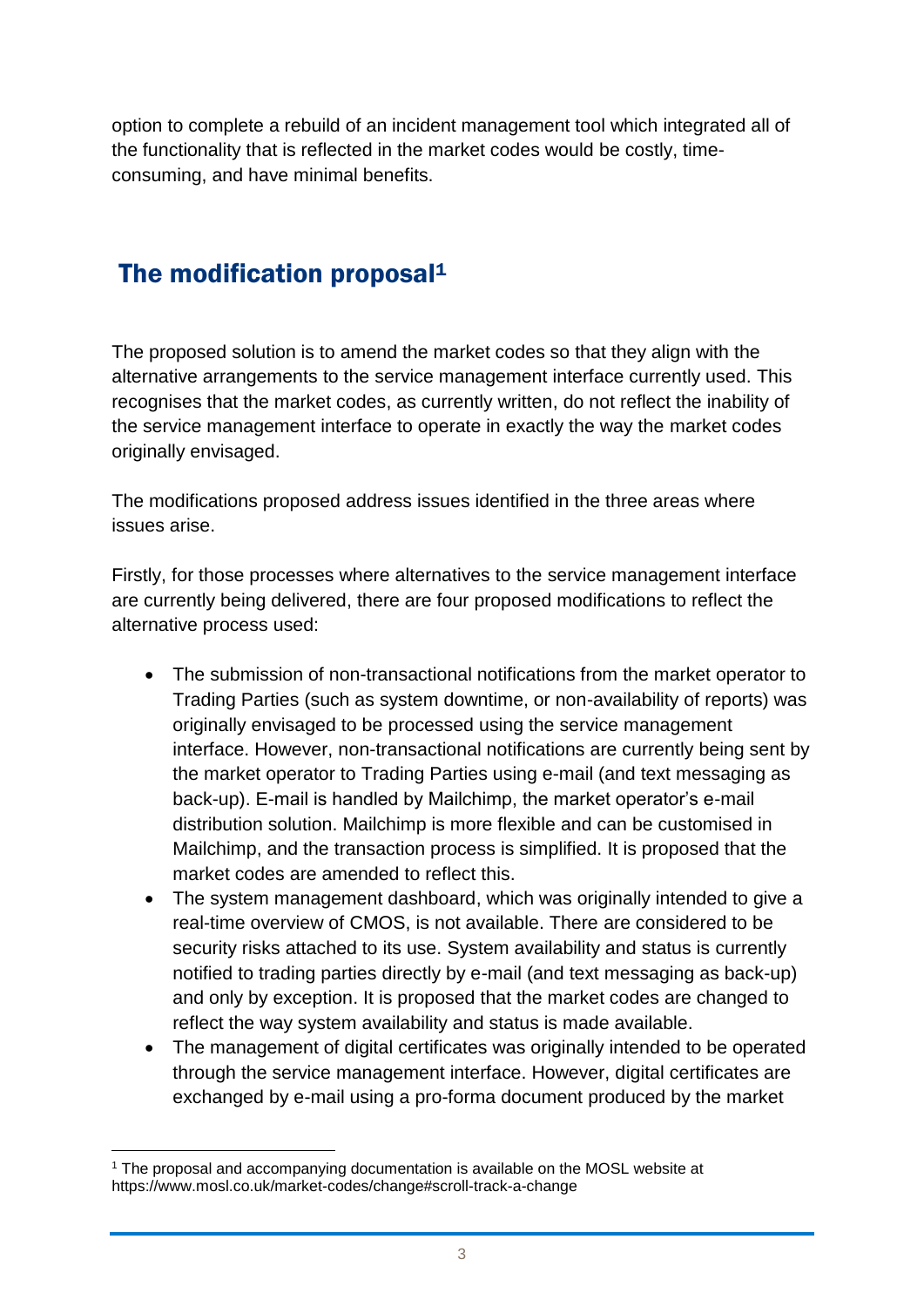option to complete a rebuild of an incident management tool which integrated all of the functionality that is reflected in the market codes would be costly, time-consuming, and have minimal benefits.

## The modification proposal[1]

The proposed solution is to amend the market codes so that they align with the alternative arrangements to the service management interface currently used. This recognises that the market codes, as currently written, do not reflect the inability of the service management interface to operate in exactly the way the market codes originally envisaged.

The modifications proposed address issues identified in the three areas where issues arise.

Firstly, for those processes where alternatives to the service management interface are currently being delivered, there are four proposed modifications to reflect the alternative process used:

- The submission of non-transactional notifications from the market operator to Trading Parties (such as system downtime, or non-availability of reports) was originally envisaged to be processed using the service management interface. However, non-transactional notifications are currently being sent by the market operator to Trading Parties using e-mail (and text messaging as back-up). E-mail is handled by Mailchimp, the market operator's e-mail distribution solution. Mailchimp is more flexible and can be customised in Mailchimp, and the transaction process is simplified. It is proposed that the market codes are amended to reflect this.
- The system management dashboard, which was originally intended to give a real-time overview of CMOS, is not available. There are considered to be security risks attached to its use. System availability and status is currently notified to trading parties directly by e-mail (and text messaging as back-up) and only by exception. It is proposed that the market codes are changed to reflect the way system availability and status is made available.
- The management of digital certificates was originally intended to be operated through the service management interface. However, digital certificates are exchanged by e-mail using a pro-forma document produced by the market

[1] The proposal and accompanying documentation is available on the MOSL website at https://www.mosl.co.uk/market-codes/change#scroll-track-a-change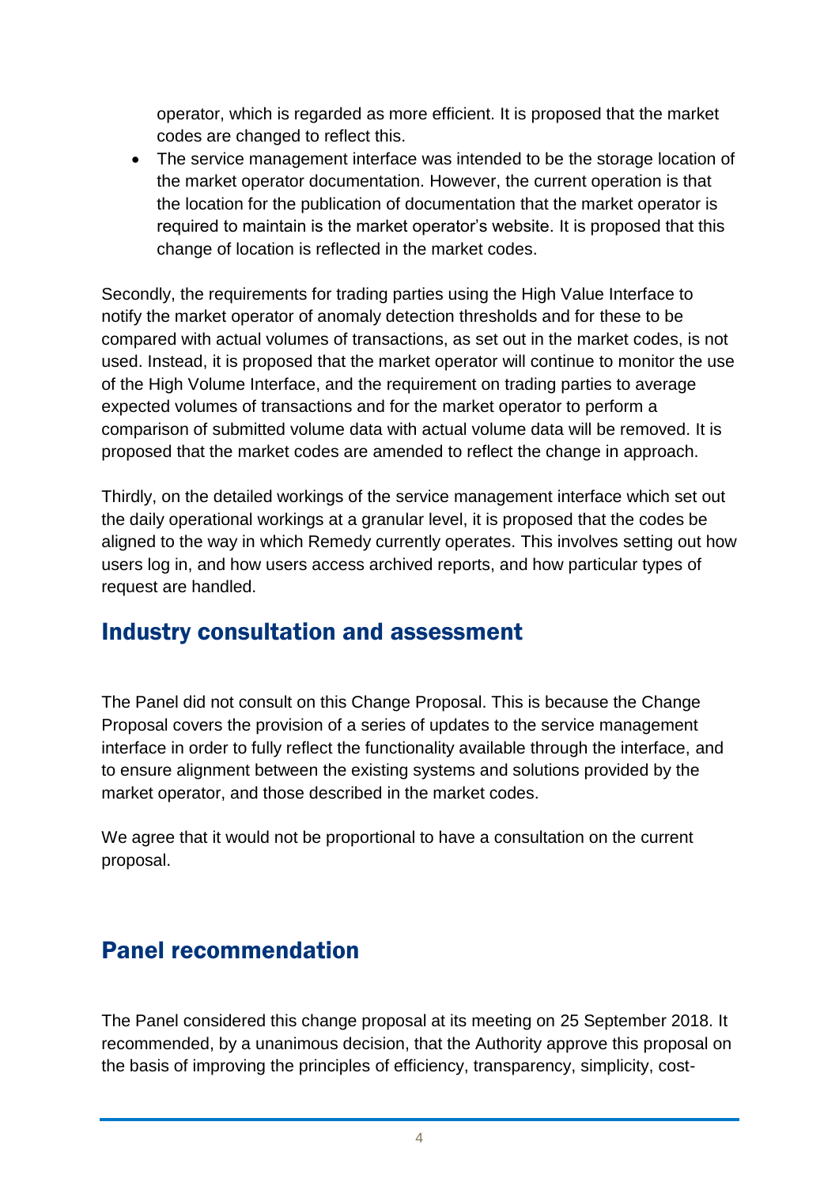operator, which is regarded as more efficient. It is proposed that the market codes are changed to reflect this.

- The service management interface was intended to be the storage location of the market operator documentation. However, the current operation is that the location for the publication of documentation that the market operator is required to maintain is the market operator's website. It is proposed that this change of location is reflected in the market codes.

Secondly, the requirements for trading parties using the High Value Interface to notify the market operator of anomaly detection thresholds and for these to be compared with actual volumes of transactions, as set out in the market codes, is not used. Instead, it is proposed that the market operator will continue to monitor the use of the High Volume Interface, and the requirement on trading parties to average expected volumes of transactions and for the market operator to perform a comparison of submitted volume data with actual volume data will be removed. It is proposed that the market codes are amended to reflect the change in approach.

Thirdly, on the detailed workings of the service management interface which set out the daily operational workings at a granular level, it is proposed that the codes be aligned to the way in which Remedy currently operates. This involves setting out how users log in, and how users access archived reports, and how particular types of request are handled.

## Industry consultation and assessment

The Panel did not consult on this Change Proposal. This is because the Change Proposal covers the provision of a series of updates to the service management interface in order to fully reflect the functionality available through the interface, and to ensure alignment between the existing systems and solutions provided by the market operator, and those described in the market codes.

We agree that it would not be proportional to have a consultation on the current proposal.

## Panel recommendation

The Panel considered this change proposal at its meeting on 25 September 2018. It recommended, by a unanimous decision, that the Authority approve this proposal on the basis of improving the principles of efficiency, transparency, simplicity, cost-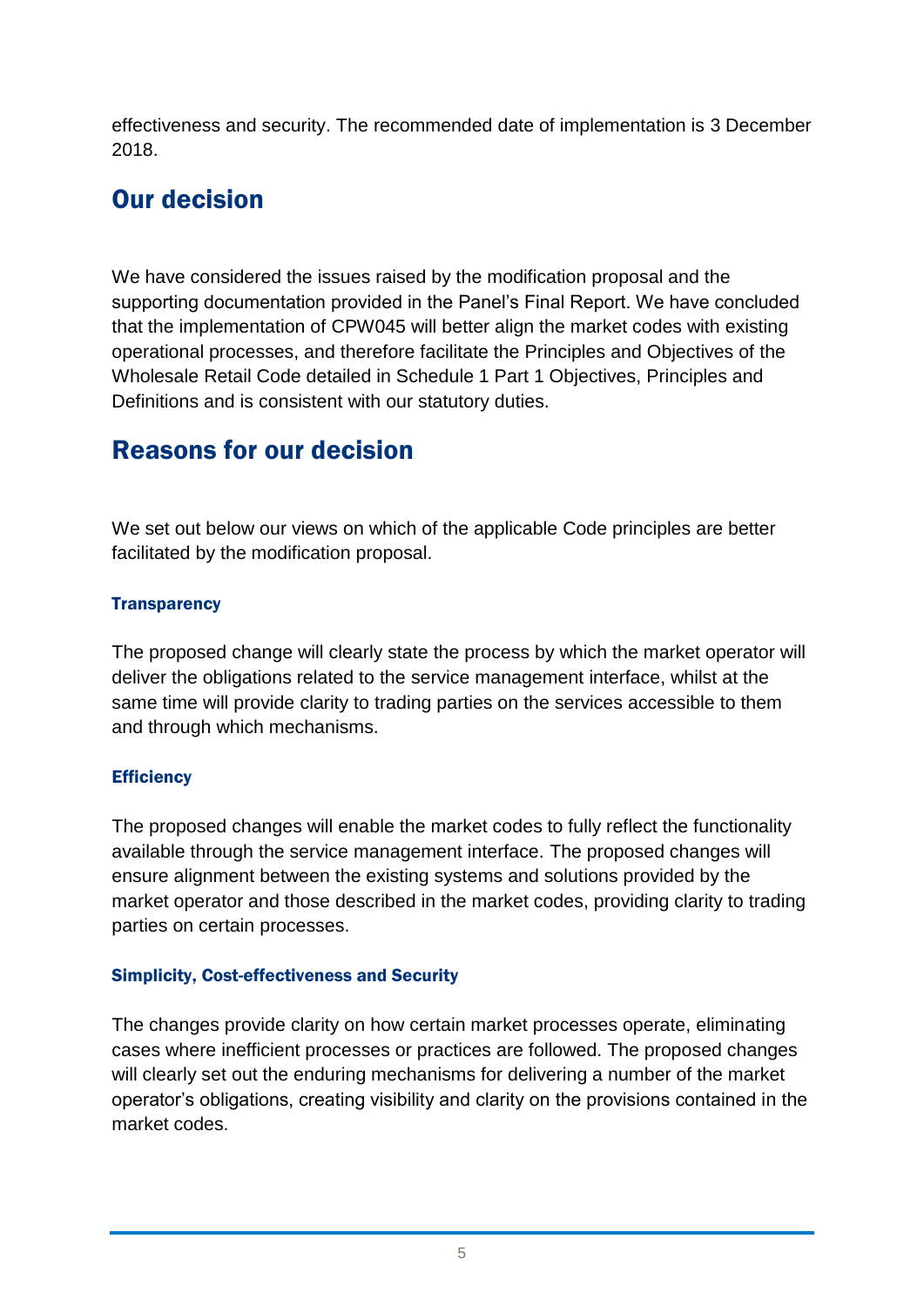effectiveness and security. The recommended date of implementation is 3 December 2018.

## Our decision

We have considered the issues raised by the modification proposal and the supporting documentation provided in the Panel's Final Report. We have concluded that the implementation of CPW045 will better align the market codes with existing operational processes, and therefore facilitate the Principles and Objectives of the Wholesale Retail Code detailed in Schedule 1 Part 1 Objectives, Principles and Definitions and is consistent with our statutory duties.

## Reasons for our decision

We set out below our views on which of the applicable Code principles are better facilitated by the modification proposal.

### Transparency

The proposed change will clearly state the process by which the market operator will deliver the obligations related to the service management interface, whilst at the same time will provide clarity to trading parties on the services accessible to them and through which mechanisms.

### Efficiency

The proposed changes will enable the market codes to fully reflect the functionality available through the service management interface. The proposed changes will ensure alignment between the existing systems and solutions provided by the market operator and those described in the market codes, providing clarity to trading parties on certain processes.

### Simplicity, Cost-effectiveness and Security

The changes provide clarity on how certain market processes operate, eliminating cases where inefficient processes or practices are followed. The proposed changes will clearly set out the enduring mechanisms for delivering a number of the market operator's obligations, creating visibility and clarity on the provisions contained in the market codes.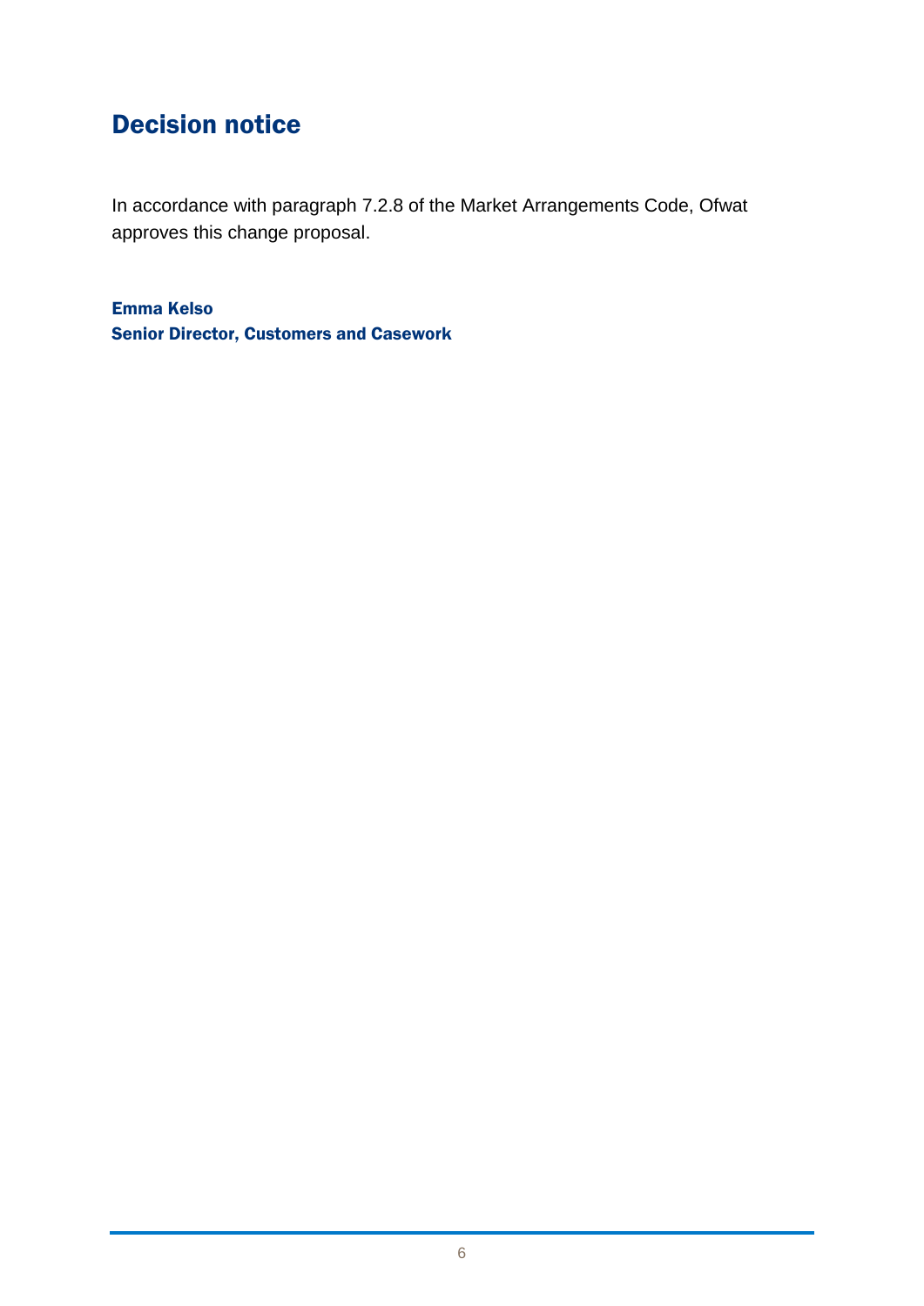## Decision notice

In accordance with paragraph 7.2.8 of the Market Arrangements Code, Ofwat approves this change proposal.

**Emma Kelso**
**Senior Director, Customers and Casework**